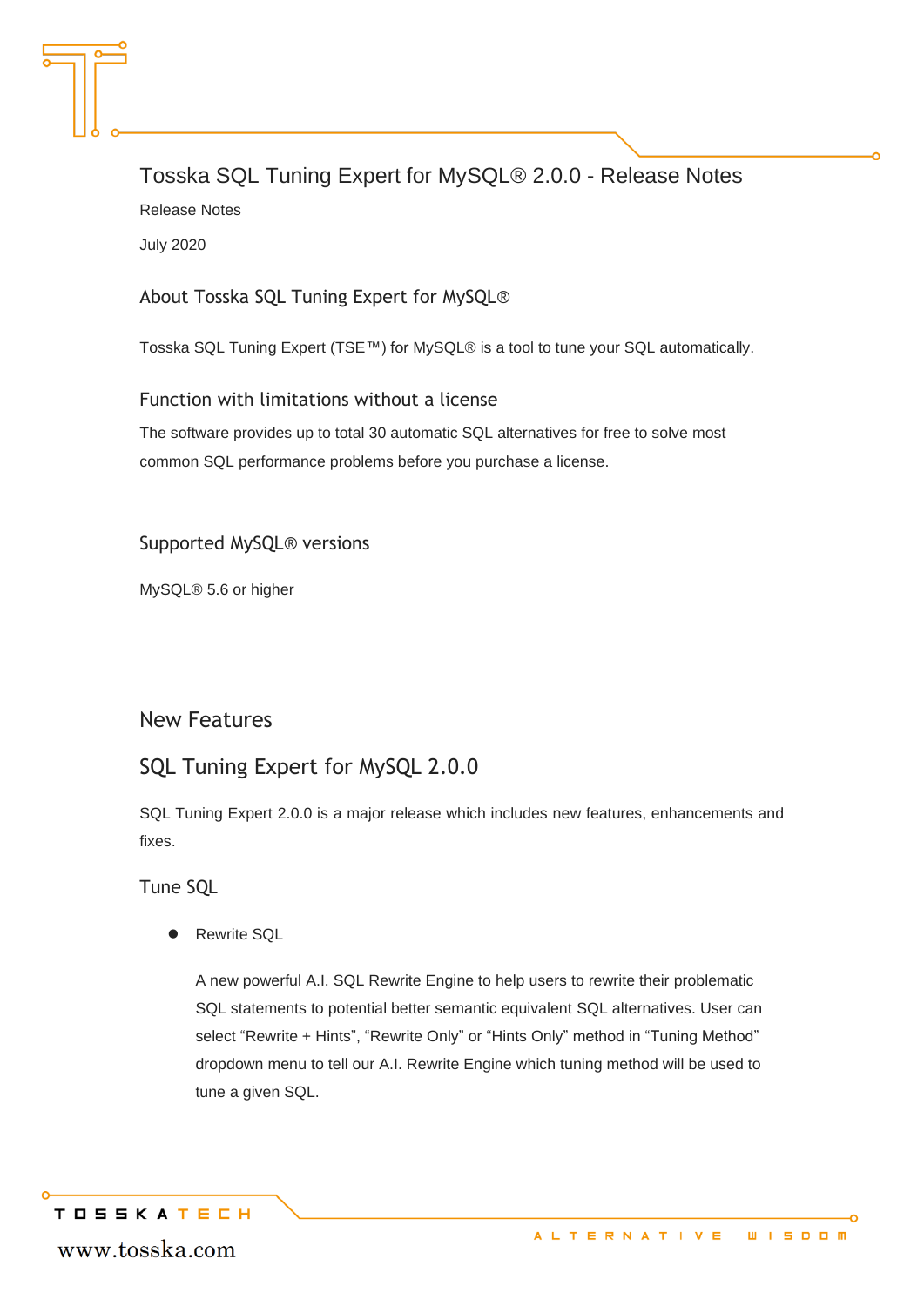# Tosska SQL Tuning Expert for MySQL® 2.0.0 - Release Notes

Release Notes

July 2020

## About Tosska SQL Tuning Expert for MySQL®

Tosska SQL Tuning Expert (TSE™) for MySQL® is a tool to tune your SQL automatically.

## Function with limitations without a license

The software provides up to total 30 automatic SQL alternatives for free to solve most common SQL performance problems before you purchase a license.

## Supported MySQL® versions

MySQL® 5.6 or higher

## New Features

## SQL Tuning Expert for MySQL 2.0.0

SQL Tuning Expert 2.0.0 is a major release which includes new features, enhancements and fixes.

### Tune SQL

- Rewrite SQL

  A new powerful A.I. SQL Rewrite Engine to help users to rewrite their problematic SQL statements to potential better semantic equivalent SQL alternatives. User can select “Rewrite + Hints”, “Rewrite Only” or “Hints Only” method in “Tuning Method” dropdown menu to tell our A.I. Rewrite Engine which tuning method will be used to tune a given SQL.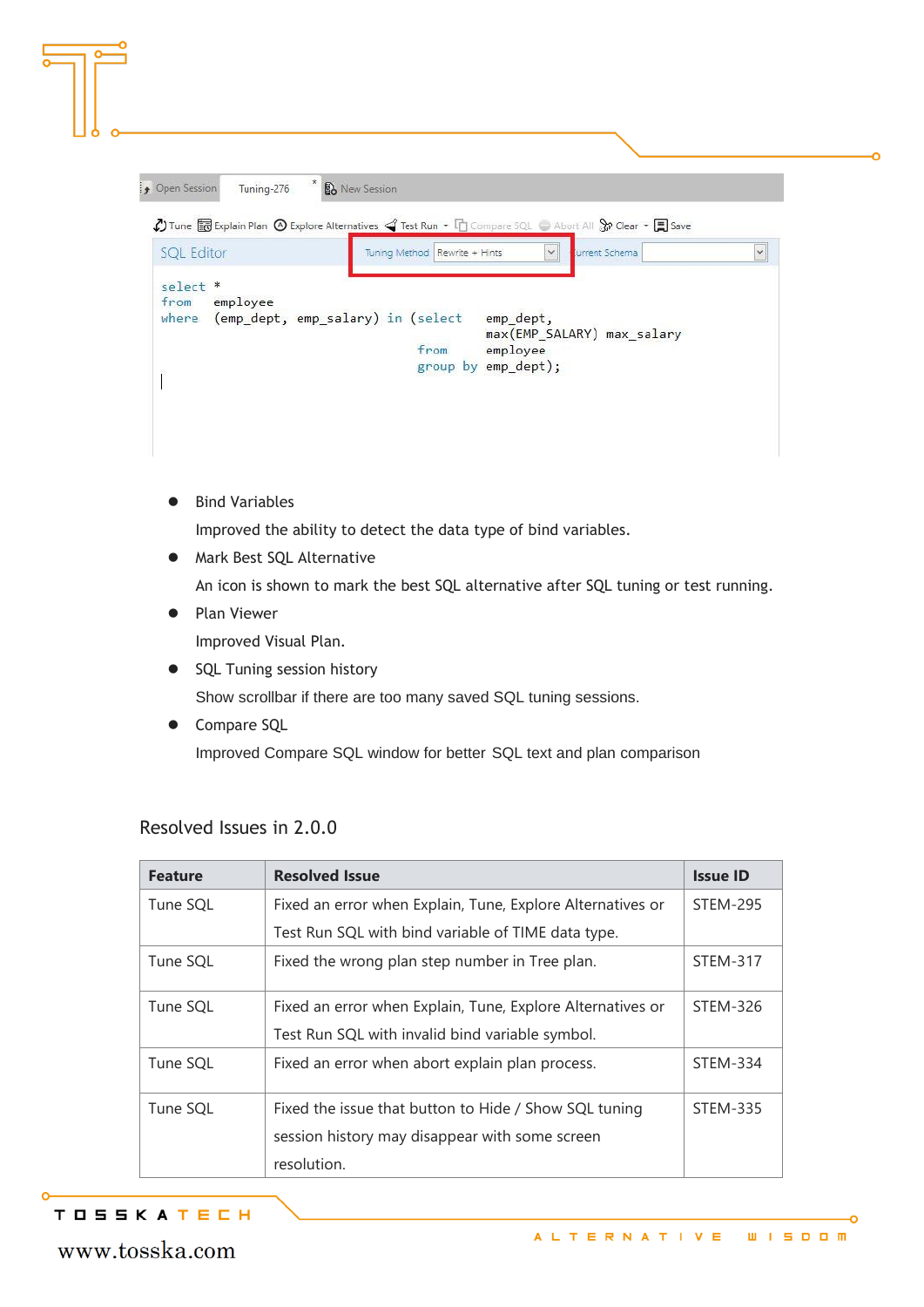```
select *
from    employee
where   (emp_dept, emp_salary) in (select   emp_dept,
                                            max(EMP_SALARY) max_salary
                                   from     employee
                                   group by emp_dept);
```

- Bind Variables

  Improved the ability to detect the data type of bind variables.

- Mark Best SQL Alternative

  An icon is shown to mark the best SQL alternative after SQL tuning or test running.

- Plan Viewer

  Improved Visual Plan.

- SQL Tuning session history

  Show scrollbar if there are too many saved SQL tuning sessions.

- Compare SQL

  Improved Compare SQL window for better SQL text and plan comparison

## Resolved Issues in 2.0.0

| Feature | Resolved Issue | Issue ID |
|---|---|---|
| Tune SQL | Fixed an error when Explain, Tune, Explore Alternatives or Test Run SQL with bind variable of TIME data type. | STEM-295 |
| Tune SQL | Fixed the wrong plan step number in Tree plan. | STEM-317 |
| Tune SQL | Fixed an error when Explain, Tune, Explore Alternatives or Test Run SQL with invalid bind variable symbol. | STEM-326 |
| Tune SQL | Fixed an error when abort explain plan process. | STEM-334 |
| Tune SQL | Fixed the issue that button to Hide / Show SQL tuning session history may disappear with some screen resolution. | STEM-335 |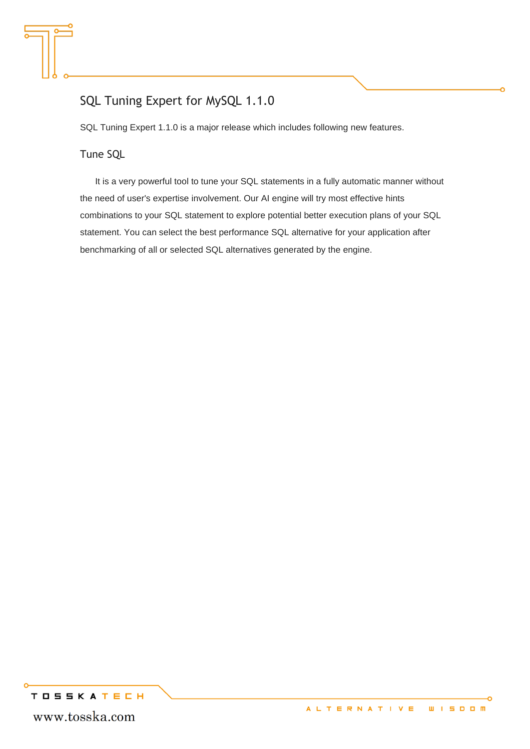## SQL Tuning Expert for MySQL 1.1.0

SQL Tuning Expert 1.1.0 is a major release which includes following new features.

### Tune SQL

It is a very powerful tool to tune your SQL statements in a fully automatic manner without the need of user's expertise involvement. Our AI engine will try most effective hints combinations to your SQL statement to explore potential better execution plans of your SQL statement. You can select the best performance SQL alternative for your application after benchmarking of all or selected SQL alternatives generated by the engine.